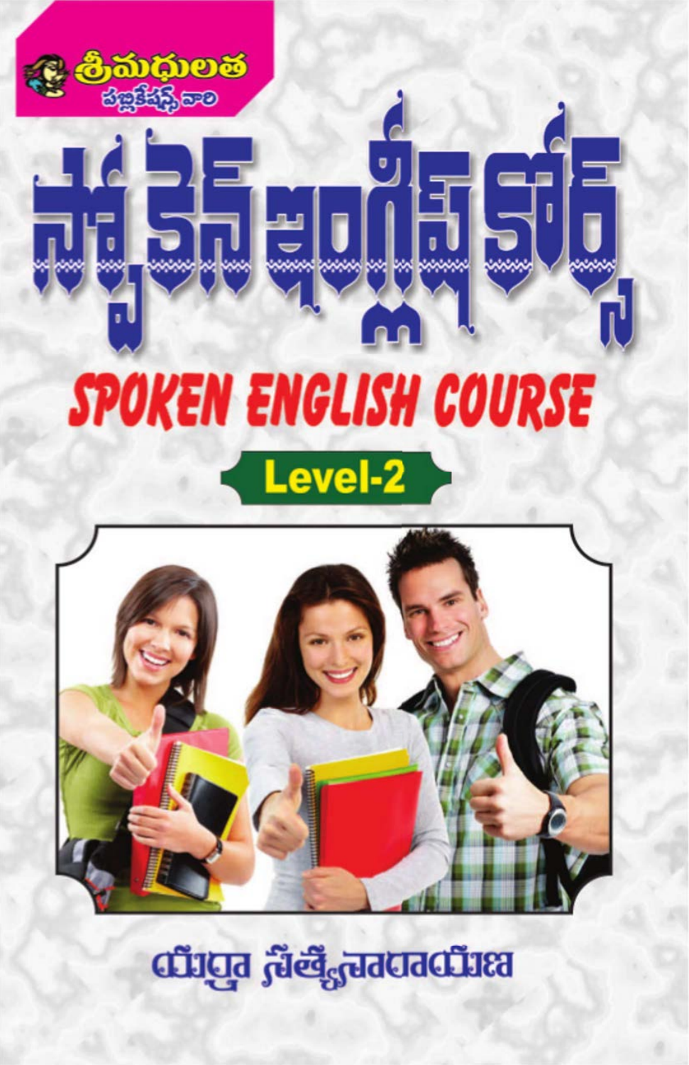శ్రీమధులత
పబ్లికేషన్స్ వారి

# స్పోకెన్ ఇంగ్లీష్ కోర్స్

# SPOKEN ENGLISH COURSE

## Level-2

యద్దా సత్యనారాయణ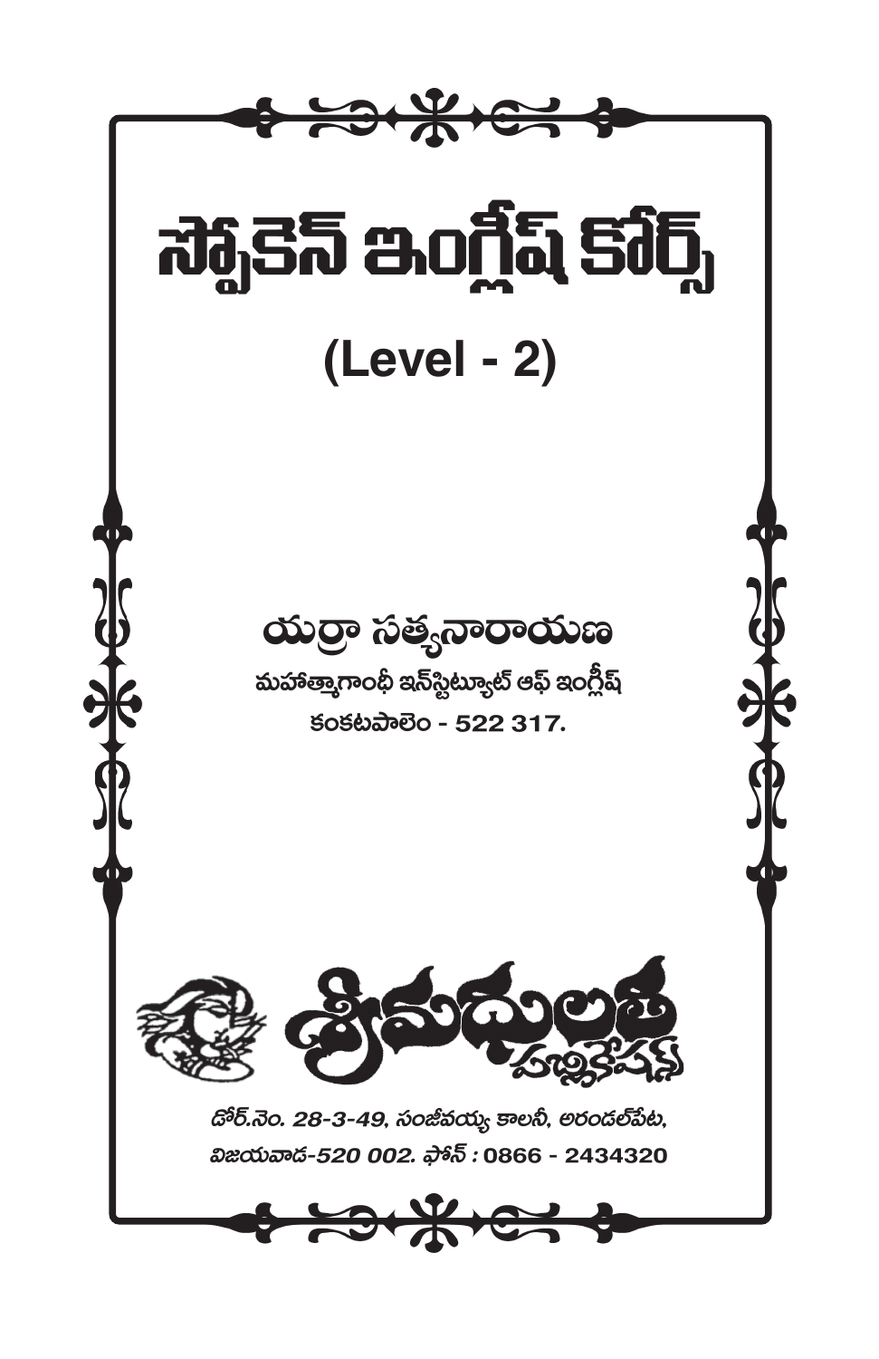# స్పోకెన్ ఇంగ్లీష్ కోర్స్

## (Level - 2)

### యర్రా సత్యనారాయణ

**మహాత్మాగాంధీ ఇన్‌స్టిట్యూట్ ఆఫ్ ఇంగ్లీష్**

**కంకటపాలెం - 522 317.**

శ్రీమధులత పబ్లికేషన్స్

*డోర్.నెం. 28-3-49, సంజీవయ్య కాలనీ, అరండల్‌పేట,*

*విజయవాడ-520 002. ఫోన్ : 0866 - 2434320*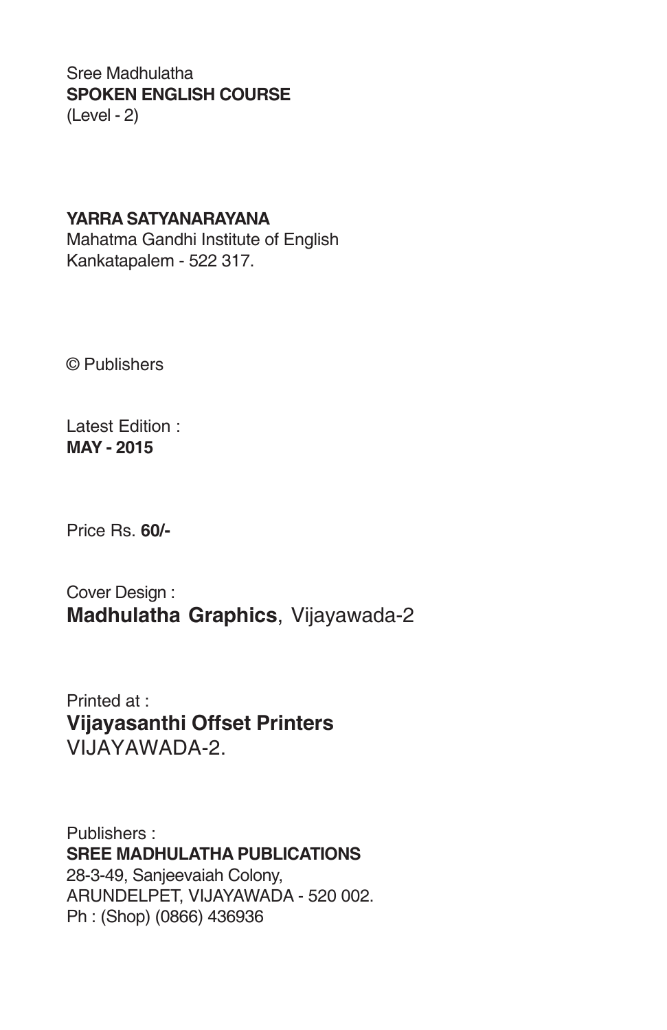Sree Madhulatha
**SPOKEN ENGLISH COURSE**
(Level - 2)

**YARRA SATYANARAYANA**
Mahatma Gandhi Institute of English
Kankatapalem - 522 317.

© Publishers

Latest Edition :
**MAY - 2015**

Price Rs. **60/-**

Cover Design :
**Madhulatha Graphics**, Vijayawada-2

Printed at :
**Vijayasanthi Offset Printers**
VIJAYAWADA-2.

Publishers :
**SREE MADHULATHA PUBLICATIONS**
28-3-49, Sanjeevaiah Colony,
ARUNDELPET, VIJAYAWADA - 520 002.
Ph : (Shop) (0866) 436936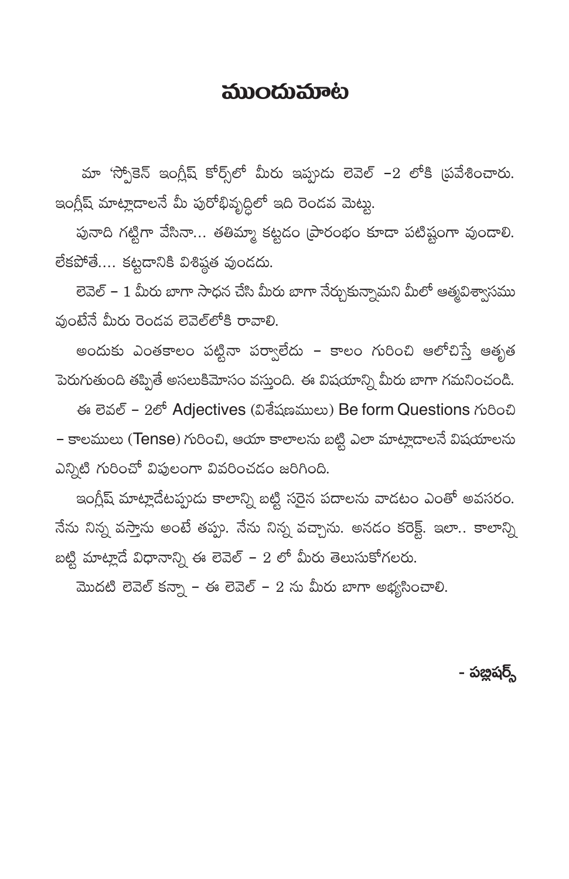# ముందుమాట

మా 'స్పోకెన్ ఇంగ్లీష్ కోర్స్‌లో మీరు ఇప్పుడు లెవెల్ –2 లోకి ప్రవేశించారు. ఇంగ్లీష్ మాట్లాడాలనే మీ పురోభివృద్ధిలో ఇది రెండవ మెట్టు.

పునాది గట్టిగా వేసినా... తతిమ్మా కట్టడం ప్రారంభం కూడా పటిష్టంగా వుండాలి. లేకపోతే.... కట్టడానికి విశిష్ఠత వుండదు.

లెవెల్ – 1 మీరు బాగా సాధన చేసి మీరు బాగా నేర్చుకున్నామని మీలో ఆత్మవిశ్వాసము వుంటేనే మీరు రెండవ లెవెల్‌లోకి రావాలి.

అందుకు ఎంతకాలం పట్టినా పర్వాలేదు – కాలం గురించి ఆలోచిస్తే ఆతృత పెరుగుతుంది తప్పితే అసలుకిమోసం వస్తుంది. ఈ విషయాన్ని మీరు బాగా గమనించండి.

ఈ లెవల్ – 2లో Adjectives (విశేషణములు) Be form Questions గురించి – కాలములు (Tense) గురించి, ఆయా కాలాలను బట్టి ఎలా మాట్లాడాలనే విషయాలను ఎన్నిటి గురించో విపులంగా వివరించడం జరిగింది.

ఇంగ్లీష్ మాట్లాడేటప్పుడు కాలాన్ని బట్టి సరైన పదాలను వాడటం ఎంతో అవసరం. నేను నిన్న వస్తాను అంటే తప్పు. నేను నిన్న వచ్చాను. అనడం కరెక్ట్. ఇలా.. కాలాన్ని బట్టి మాట్లాడే విధానాన్ని ఈ లెవెల్ – 2 లో మీరు తెలుసుకోగలరు.

మొదటి లెవెల్ కన్నా – ఈ లెవెల్ – 2 ను మీరు బాగా అభ్యసించాలి.

**– పబ్లిషర్స్**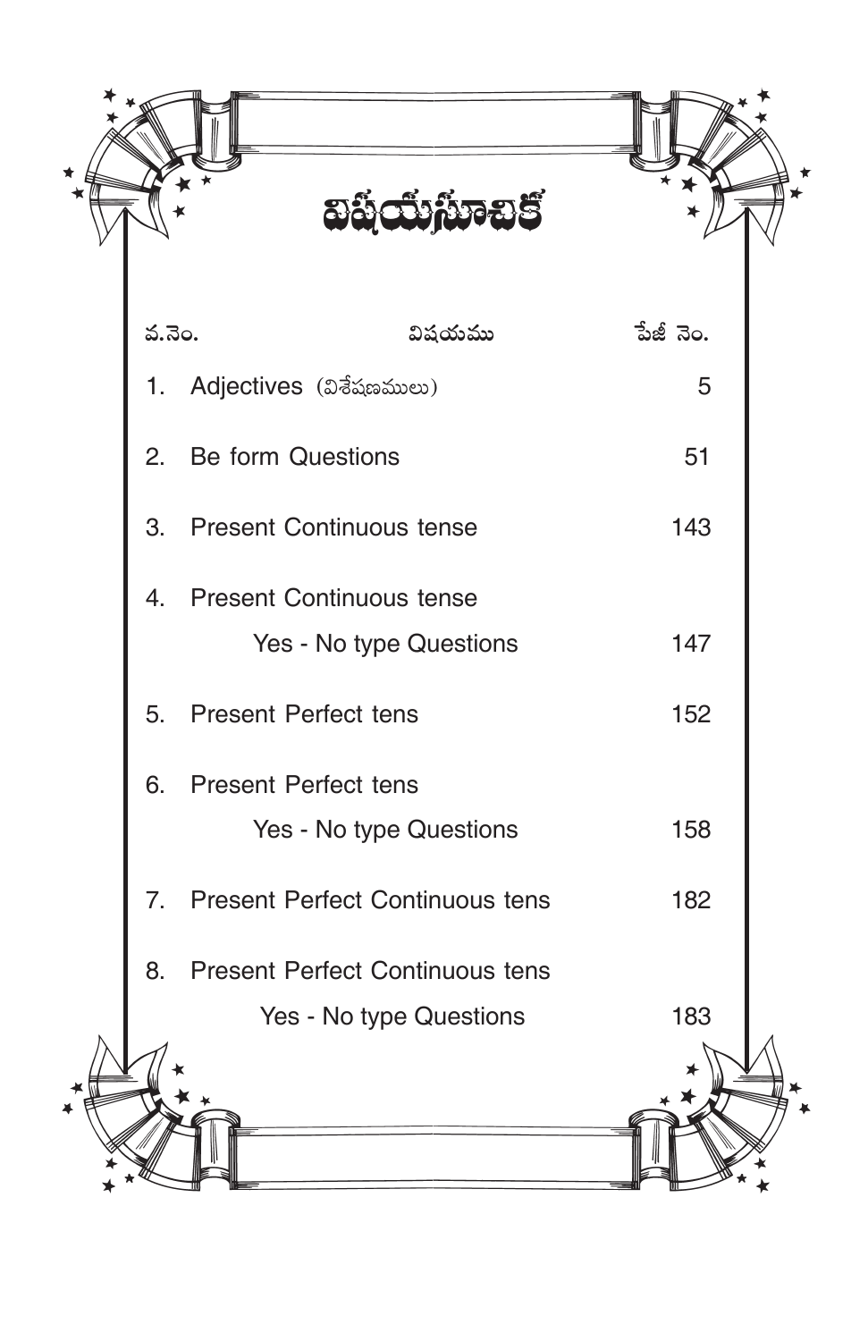# విషయసూచిక

| వ.నెం. | విషయము | పేజీ నెం. |
| --- | --- | --- |
| 1. | Adjectives (విశేషణములు) | 5 |
| 2. | Be form Questions | 51 |
| 3. | Present Continuous tense | 143 |
| 4. | Present Continuous tense<br>Yes - No type Questions | 147 |
| 5. | Present Perfect tens | 152 |
| 6. | Present Perfect tens<br>Yes - No type Questions | 158 |
| 7. | Present Perfect Continuous tens | 182 |
| 8. | Present Perfect Continuous tens<br>Yes - No type Questions | 183 |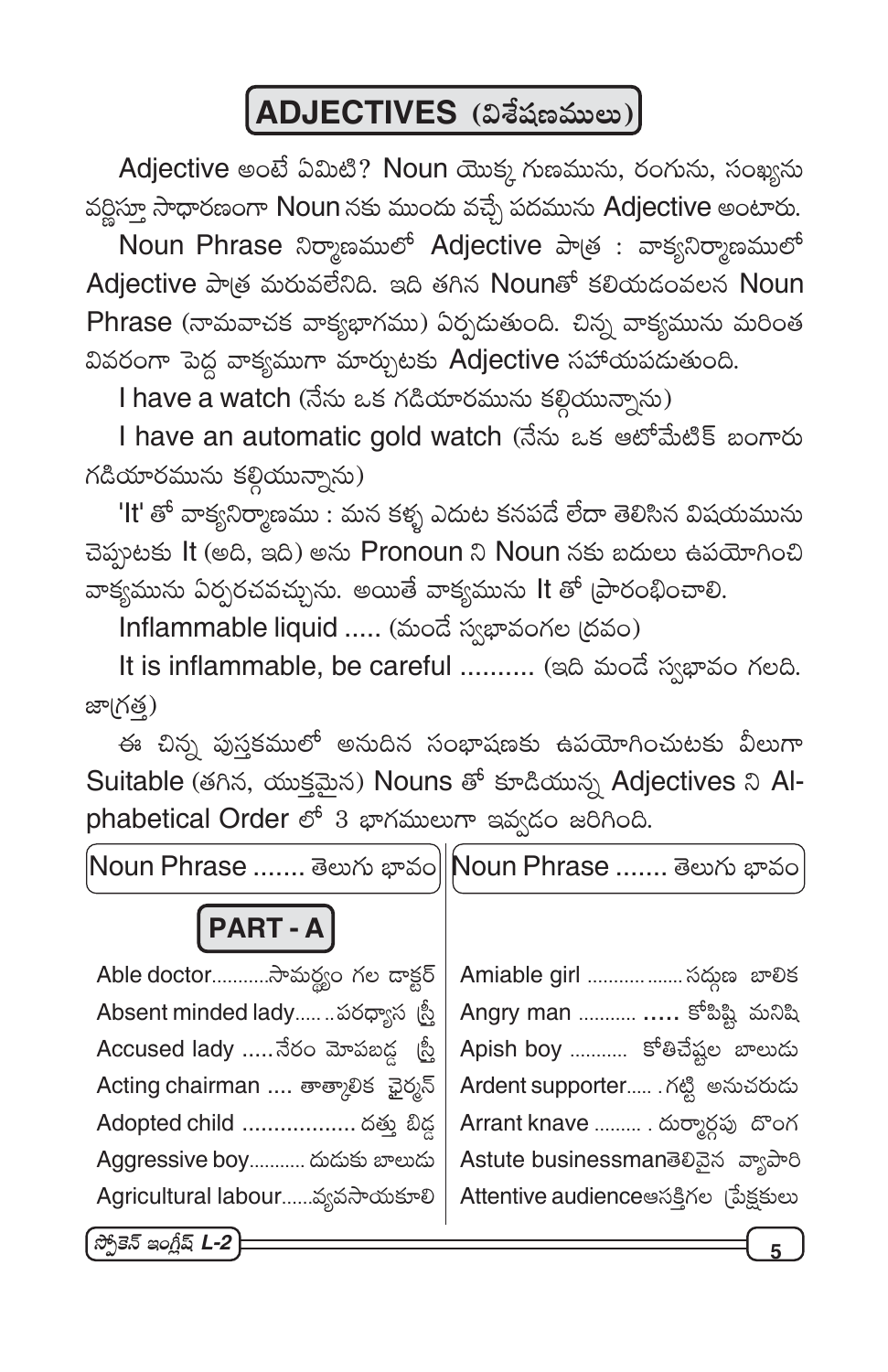# ADJECTIVES (విశేషణములు)

Adjective అంటే ఏమిటి? Noun యొక్క గుణమును, రంగును, సంఖ్యను వర్ణిస్తూ సాధారణంగా Noun నకు ముందు వచ్చే పదమును Adjective అంటారు.

Noun Phrase నిర్మాణములో Adjective పాత్ర : వాక్యనిర్మాణములో Adjective పాత్ర మరువలేనిది. ఇది తగిన Nounతో కలియడంవలన Noun Phrase (నామవాచక వాక్యభాగము) ఏర్పడుతుంది. చిన్న వాక్యమును మరింత వివరంగా పెద్ద వాక్యముగా మార్చుటకు Adjective సహాయపడుతుంది.

I have a watch (నేను ఒక గడియారమును కల్గియున్నాను)

I have an automatic gold watch (నేను ఒక ఆటోమేటిక్ బంగారు గడియారమును కల్గియున్నాను)

'It' తో వాక్యనిర్మాణము : మన కళ్ళ ఎదుట కనపడే లేదా తెలిసిన విషయమును చెప్పుటకు It (అది, ఇది) అను Pronoun ని Noun నకు బదులు ఉపయోగించి వాక్యమును ఏర్పరచవచ్చును. అయితే వాక్యమును It తో ప్రారంభించాలి.

Inflammable liquid ..... (మండే స్వభావంగల ద్రవం)

It is inflammable, be careful .......... (ఇది మండే స్వభావం గలది. జాగ్రత్త)

ఈ చిన్న పుస్తకములో అనుదిన సంభాషణకు ఉపయోగించుటకు వీలుగా Suitable (తగిన, యుక్తమైన) Nouns తో కూడియున్న Adjectives ని Alphabetical Order లో 3 భాగములుగా ఇవ్వడం జరిగింది.

## PART - A

| Noun Phrase ....... | తెలుగు భావం |
|---|---|
| Able doctor | సామర్థ్యం గల డాక్టర్ |
| Absent minded lady | పరధ్యాస స్త్రీ |
| Accused lady | నేరం మోపబడ్డ స్త్రీ |
| Acting chairman | తాత్కాలిక ఛైర్మన్ |
| Adopted child | దత్తు బిడ్డ |
| Aggressive boy | దుడుకు బాలుడు |
| Agricultural labour | వ్యవసాయకూలి |
| Amiable girl | సద్గుణ బాలిక |
| Angry man | కోపిష్టి మనిషి |
| Apish boy | కోతిచేష్టల బాలుడు |
| Ardent supporter | గట్టి అనుచరుడు |
| Arrant knave | దుర్మార్గపు దొంగ |
| Astute businessman | తెలివైన వ్యాపారి |
| Attentive audience | ఆసక్తిగల ప్రేక్షకులు |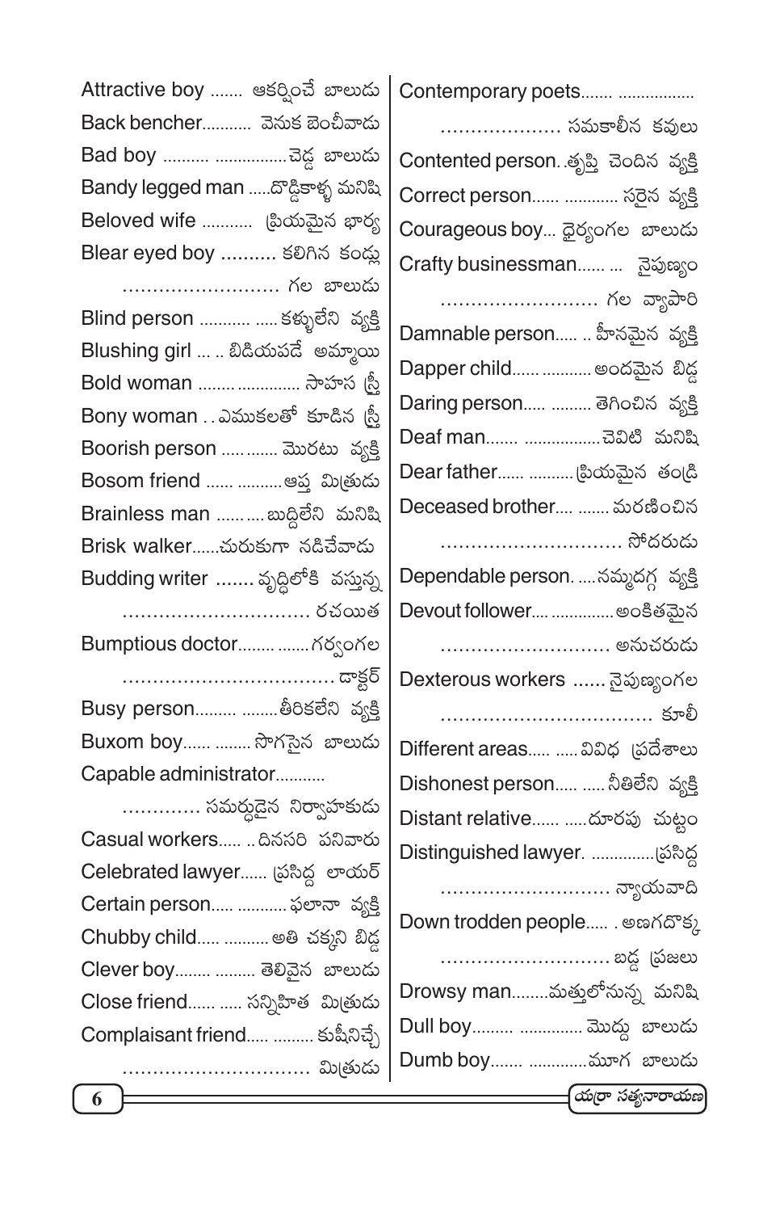Attractive boy ....... ఆకర్షించే బాలుడు

Back bencher........... వెనుక బెంచీవాడు

Bad boy .......... ................చెడ్డ బాలుడు

Bandy legged man .....దొడ్డికాళ్ళ మనిషి

Beloved wife ........... ప్రియమైన భార్య

Blear eyed boy .......... కలిగిన కండ్లు .......................... గల బాలుడు

Blind person ........... ..... కళ్ళులేని వ్యక్తి

Blushing girl ... .. బిడియపడే అమ్మాయి

Bold woman ........ .............. సాహస స్త్రీ

Bony woman . . ఎముకలతో కూడిన స్త్రీ

Boorish person ..... ....... మొరటు వ్యక్తి

Bosom friend ...... ..........ఆప్త మిత్రుడు

Brainless man .......... బుద్ధిలేని మనిషి

Brisk walker......చురుకుగా నడిచేవాడు

Budding writer ....... వృద్ధిలోకి వస్తున్న .............................. రచయిత

Bumptious doctor........ .......గర్వంగల .................................. డాక్టర్

Busy person......... ........తీరికలేని వ్యక్తి

Buxom boy...... ........ సొగసైన బాలుడు

Capable administrator........... ............. సమర్థుడైన నిర్వాహకుడు

Casual workers..... .. దినసరి పనివారు

Celebrated lawyer...... ప్రసిద్ధ లాయర్

Certain person..... ........... ఫలానా వ్యక్తి

Chubby child..... .......... అతి చక్కని బిడ్డ

Clever boy........ ......... తెలివైన బాలుడు

Close friend...... ..... సన్నిహిత మిత్రుడు

Complaisant friend..... ......... కుషీనిచ్చే .............................. మిత్రుడు

Contemporary poets....... ................ .................... సమకాలీన కవులు

Contented person. .తృప్తి చెందిన వ్యక్తి

Correct person...... ............ సరైన వ్యక్తి

Courageous boy... ధైర్యంగల బాలుడు

Crafty businessman...... ... నైపుణ్యం .......................... గల వ్యాపారి

Damnable person..... .. హీనమైన వ్యక్తి

Dapper child...... ........... అందమైన బిడ్డ

Daring person..... ......... తెగించిన వ్యక్తి

Deaf man....... .................చెవిటి మనిషి

Dear father...... ..........ప్రియమైన తండ్రి

Deceased brother.... ....... మరణించిన .............................. సోదరుడు

Dependable person. .....నమ్మదగ్గ వ్యక్తి

Devout follower.... ..............అంకితమైన ............................ అనుచరుడు

Dexterous workers ...... నైపుణ్యంగల .................................. కూలీ

Different areas..... ..... వివిధ ప్రదేశాలు

Dishonest person..... ..... నీతిలేని వ్యక్తి

Distant relative...... .....దూరపు చుట్టం

Distinguished lawyer. ..............ప్రసిద్ధ ............................ న్యాయవాది

Down trodden people..... . అణగదొక్క ............................ బడ్డ ప్రజలు

Drowsy man........మత్తులోనున్న మనిషి

Dull boy......... .............. మొద్దు బాలుడు

Dumb boy....... .............మూగ బాలుడు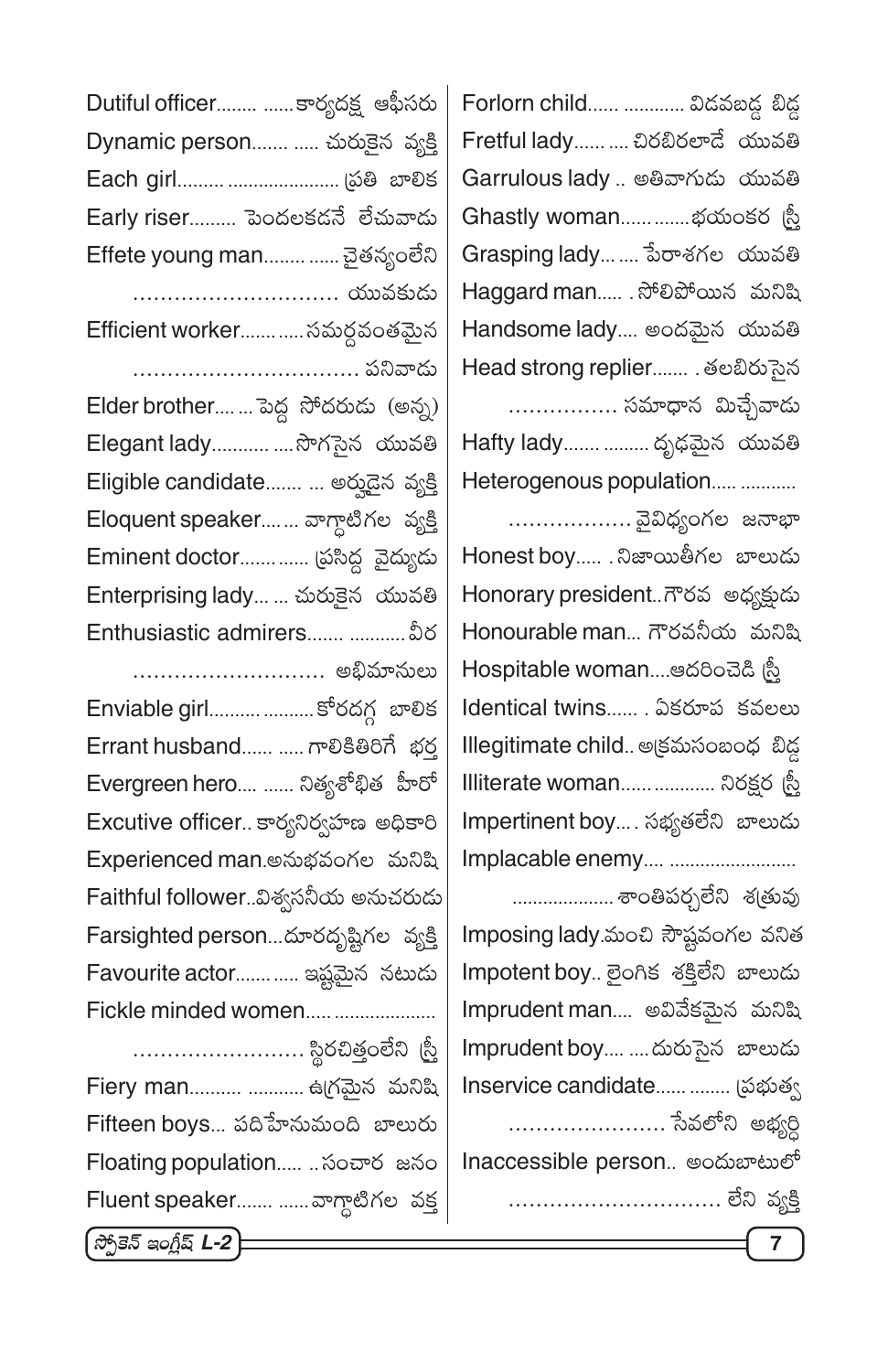Dutiful officer........ ......కార్యదక్ష ఆఫీసరు
Dynamic person....... ..... చురుకైన వ్యక్తి
Each girl......... ..................... ప్రతి బాలిక
Early riser......... పెందలకడనే లేచువాడు
Effete young man........ ...... చైతన్యంలేని ............................. యువకుడు
Efficient worker...... .....సమర్థవంతమైన ................................ పనివాడు
Elder brother.... ... పెద్ద సోదరుడు (అన్న)
Elegant lady........... ....సొగసైన యువతి
Eligible candidate....... ... అర్హుడైన వ్యక్తి
Eloquent speaker.... ... వాగ్ధాటిగల వ్యక్తి
Eminent doctor...... ...... ప్రసిద్ధ వైద్యుడు
Enterprising lady... ... చురుకైన యువతి
Enthusiastic admirers....... ...........వీర ........................... అభిమానులు
Enviable girl.......... ..........కోరదగ్గ బాలిక
Errant husband...... ..... గాలికితిరిగే భర్త
Evergreen hero.... ...... నిత్యశోభిత హీరో
Excutive officer.. కార్యనిర్వహణ అధికారి
Experienced man.అనుభవంగల మనిషి
Faithful follower..విశ్వసనీయ అనుచరుడు
Farsighted person...దూరదృష్టిగల వ్యక్తి
Favourite actor...... ..... ఇష్టమైన నటుడు
Fickle minded women..... .................... ........................ స్థిరచిత్తంలేని స్త్రీ
Fiery man.......... ........... ఉగ్రమైన మనిషి
Fifteen boys... పదిహేనుమంది బాలురు
Floating population..... ..సంచార జనం
Fluent speaker....... ......వాగ్ధాటిగల వక్త
Forlorn child...... ............ విడవబడ్డ బిడ్డ
Fretful lady...... .... చిరబిరలాడే యువతి
Garrulous lady .. అతివాగుడు యువతి
Ghastly woman..... .......భయంకర స్త్రీ
Grasping lady... ... పేరాశగల యువతి
Haggard man..... . సోలిపోయిన మనిషి
Handsome lady.... అందమైన యువతి
Head strong replier....... . తలబిరుసైన ................ సమాధాన మిచ్చేవాడు
Hafty lady....... ......... దృఢమైన యువతి
Heterogenous population..... ........... .................. వైవిధ్యంగల జనాభా
Honest boy..... . నిజాయితీగల బాలుడు
Honorary president..గౌరవ అధ్యక్షుడు
Honourable man... గౌరవనీయ మనిషి
Hospitable woman....ఆదరించెడి స్త్రీ
Identical twins...... . ఏకరూప కవలలు
Illegitimate child.. అక్రమసంబంధ బిడ్డ
Illiterate woman...... ............ నిరక్షర స్త్రీ
Impertinent boy.... సభ్యతలేని బాలుడు
Implacable enemy.... ........................ .................... శాంతిపర్చలేని శత్రువు
Imposing lady.మంచి సౌష్టవంగల వనిత
Impotent boy.. లైంగిక శక్తిలేని బాలుడు
Imprudent man.... అవివేకమైన మనిషి
Imprudent boy.... ....దురుసైన బాలుడు
Inservice candidate...... ........ ప్రభుత్వ ....................... సేవలోని అభ్యర్థి
Inaccessible person.. అందుబాటులో .............................. లేని వ్యక్తి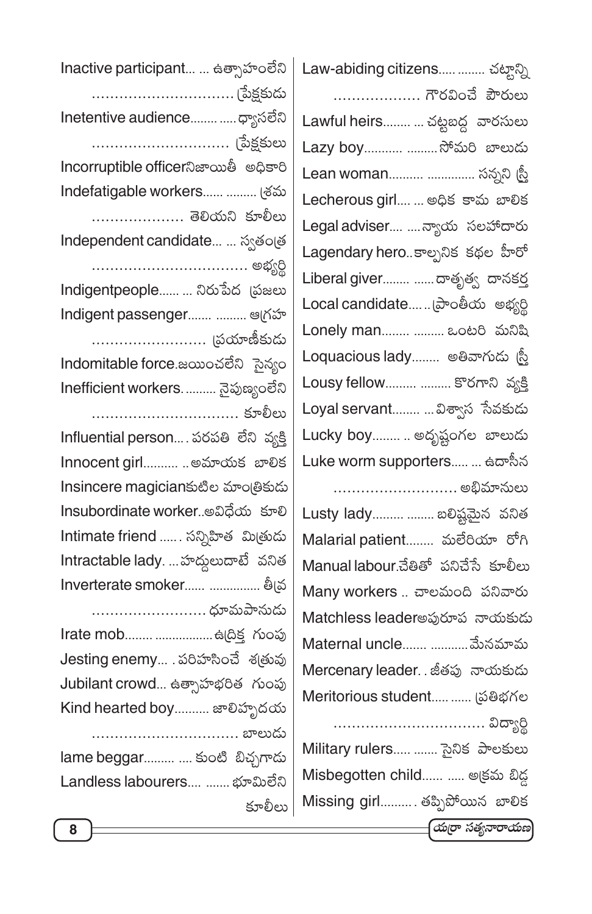Inactive participant... ... ఉత్సాహంలేని ............................... ప్రేక్షకుడు

Inetentive audience........ ..... ధ్యాసలేని .............................. ప్రేక్షకులు

Incorruptible officerనిజాయితీ అధికారి

Indefatigable workers...... ......... శ్రమ .................... తెలియని కూలీలు

Independent candidate... ... స్వతంత్ర ................................. అభ్యర్థి

Indigentpeople...... ... నిరుపేద ప్రజలు

Indigent passenger....... ......... ఆగ్రహ ......................... ప్రయాణీకుడు

Indomitable force.జయించలేని సైన్యం

Inefficient workers. ......... నైపుణ్యంలేని ................................ కూలీలు

Influential person.... పరపతి లేని వ్యక్తి

Innocent girl.......... .. అమాయక బాలిక

Insincere magicianకుటిల మాంత్రికుడు

Insubordinate worker..అవిధేయ కూలి

Intimate friend ...... సన్నిహిత మిత్రుడు

Intractable lady. ... హద్దులుదాటే వనిత

Inverterate smoker...... ............... తీవ్ర ......................... ధూమపానుడు

Irate mob........ ................. ఉద్రిక్త గుంపు

Jesting enemy... . పరిహసించే శత్రువు

Jubilant crowd... ఉత్సాహభరిత గుంపు

Kind hearted boy.......... జాలిహృదయ ................................ బాలుడు

lame beggar......... .... కుంటి బిచ్చగాడు

Landless labourers.... ....... భూమిలేని కూలీలు

Law-abiding citizens..... ........ చట్టాన్ని ................... గౌరవించే పౌరులు

Lawful heirs........ ... చట్టబద్ధ వారసులు

Lazy boy........... ......... సోమరి బాలుడు

Lean woman.......... .............. సన్నని స్త్రీ

Lecherous girl.... ... అధిక కామ బాలిక

Legal adviser.... .... న్యాయ సలహాదారు

Lagendary hero.. కాల్పనిక కథల హీరో

Liberal giver........ ...... దాతృత్వ దానకర్త

Local candidate..... ప్రాంతీయ అభ్యర్థి

Lonely man........ ......... ఒంటరి మనిషి

Loquacious lady........ అతివాగుడు స్త్రీ

Lousy fellow......... ......... కొరగాని వ్యక్తి

Loyal servant........ ... విశ్వాస సేవకుడు

Lucky boy........ .. అదృష్టంగల బాలుడు

Luke worm supporters..... ... ఉదాసీన ........................... అభిమానులు

Lusty lady......... ........ బలిష్టమైన వనిత

Malarial patient........ మలేరియా రోగి

Manual labour.చేతితో పనిచేసే కూలీలు

Many workers .. చాలమంది పనివారు

Matchless leaderఅపురూప నాయకుడు

Maternal uncle....... ........... మేనమామ

Mercenary leader. . జీతపు నాయకుడు

Meritorious student..... ...... ప్రతిభగల ................................. విద్యార్థి

Military rulers..... ....... సైనిక పాలకులు

Misbegotten child...... ..... అక్రమ బిడ్డ

Missing girl.......... తప్పిపోయిన బాలిక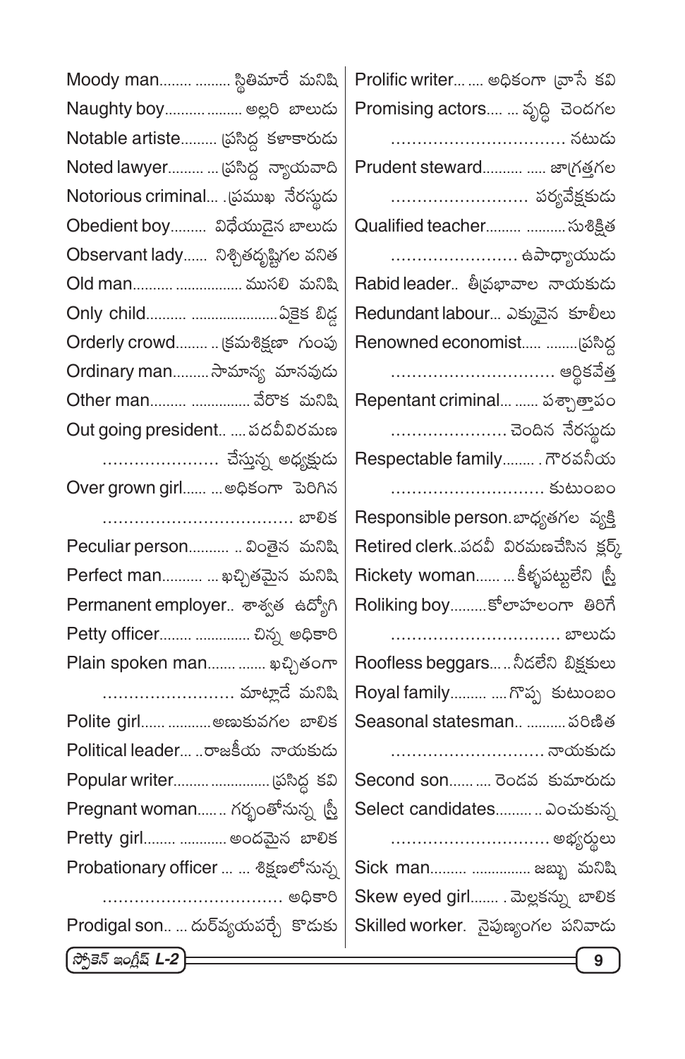Moody man........ ......... స్థితిమారే మనిషి
Naughty boy......... ......... అల్లరి బాలుడు
Notable artiste......... ప్రసిద్ధ కళాకారుడు
Noted lawyer......... ... ప్రసిద్ధ న్యాయవాది
Notorious criminal... .ప్రముఖ నేరస్థుడు
Obedient boy......... విధేయుడైన బాలుడు
Observant lady...... నిశ్చితదృష్టిగల వనిత
Old man.......... ................. ముసలి మనిషి
Only child.......... ......................ఏకైక బిడ్డ
Orderly crowd........ .. క్రమశిక్షణా గుంపు
Ordinary man......... సామాన్య మానవుడు
Other man......... ............... వేరొక మనిషి
Out going president.. .... పదవీవిరమణ చేస్తున్న అధ్యక్షుడు
Over grown girl...... ... అధికంగా పెరిగిన బాలిక
Peculiar person.......... .. వింతైన మనిషి
Perfect man.......... ... ఖచ్చితమైన మనిషి
Permanent employer.. శాశ్వత ఉద్యోగి
Petty officer........ .............. చిన్న అధికారి
Plain spoken man....... ....... ఖచ్చితంగా మాట్లాడే మనిషి
Polite girl...... ........... అణకువగల బాలిక
Political leader... ..రాజకీయ నాయకుడు
Popular writer......... ............... ప్రసిద్ధ కవి
Pregnant woman..... .. గర్భంతోనున్న స్త్రీ
Pretty girl........ ............ అందమైన బాలిక
Probationary officer ... ... శిక్షణలోనున్న అధికారి
Prodigal son.. ... దుర్వ్యయపర్చే కొడుకు
Prolific writer... .... అధికంగా వ్రాసే కవి
Promising actors.... ... వృద్ధి చెందగల నటుడు
Prudent steward.......... ..... జాగ్రత్తగల పర్యవేక్షకుడు
Qualified teacher......... .......... సుశిక్షిత ఉపాధ్యాయుడు
Rabid leader.. తీవ్రభావాల నాయకుడు
Redundant labour... ఎక్కువైన కూలీలు
Renowned economist..... ........ప్రసిద్ధ ఆర్థికవేత్త
Repentant criminal... ...... పశ్చాత్తాపం చెందిన నేరస్థుడు
Respectable family........ . గౌరవనీయ కుటుంబం
Responsible person.బాధ్యతగల వ్యక్తి
Retired clerk..పదవీ విరమణచేసిన క్లర్క్
Rickety woman...... ... కీళ్ళపట్టులేని స్త్రీ
Roliking boy.........కోలాహలంగా తిరిగే బాలుడు
Roofless beggars... .. నీడలేని బిక్షకులు
Royal family......... .... గొప్ప కుటుంబం
Seasonal statesman.. .......... పరిణిత నాయకుడు
Second son...... .... రెండవ కుమారుడు
Select candidates......... .. ఎంచుకున్న అభ్యర్థులు
Sick man......... ............... జబ్బు మనిషి
Skew eyed girl....... . మెల్లకన్ను బాలిక
Skilled worker. నైపుణ్యంగల పనివాడు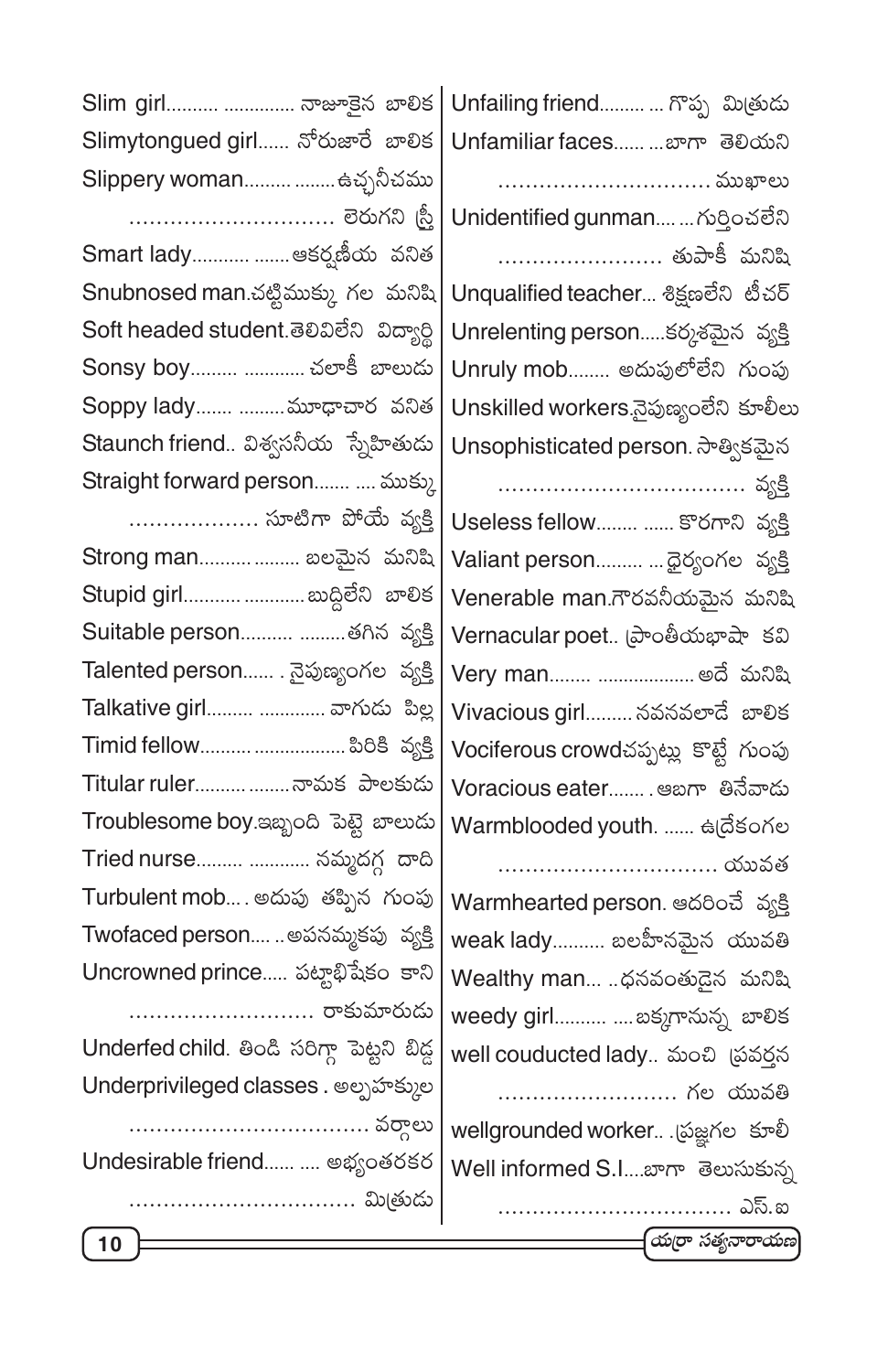Slim girl.......... .............. నాజూకైన బాలిక

Slimytongued girl...... నోరుజారే బాలిక

Slippery woman......... ........ఉచ్ఛనీచము ............................. లెరుగని స్త్రీ

Smart lady........... .......ఆకర్షణీయ వనిత

Snubnosed man.చట్టిముక్కు గల మనిషి

Soft headed student.తెలివిలేని విద్యార్థి

Sonsy boy......... ............ చలాకీ బాలుడు

Soppy lady....... .........మూఢాచార వనిత

Staunch friend.. విశ్వసనీయ స్నేహితుడు

Straight forward person....... .... ముక్కు ................... సూటిగా పోయే వ్యక్తి

Strong man......... ......... బలమైన మనిషి

Stupid girl........... ............బుద్ధిలేని బాలిక

Suitable person.......... .........తగిన వ్యక్తి

Talented person...... . నైపుణ్యంగల వ్యక్తి

Talkative girl......... ............. వాగుడు పిల్ల

Timid fellow........... ..................పిరికి వ్యక్తి

Titular ruler......... .........నామక పాలకుడు

Troublesome boy.ఇబ్బంది పెట్టె బాలుడు

Tried nurse......... ............ నమ్మదగ్గ దాది

Turbulent mob.... అదుపు తప్పిన గుంపు

Twofaced person.... ..అపనమ్మకపు వ్యక్తి

Uncrowned prince..... పట్టాభిషేకం కాని ........................... రాకుమారుడు

Underfed child. తిండి సరిగ్గా పెట్టని బిడ్డ

Underprivileged classes . అల్పహక్కుల .................................. వర్గాలు

Undesirable friend...... .... అభ్యంతరకర ................................ మిత్రుడు

Unfailing friend......... ... గొప్ప మిత్రుడు

Unfamiliar faces...... ...బాగా తెలియని .............................. ముఖాలు

Unidentified gunman.... ...గుర్తించలేని ....................... తుపాకీ మనిషి

Unqualified teacher... శిక్షణలేని టీచర్

Unrelenting person.....కర్కశమైన వ్యక్తి

Unruly mob........ అదుపులోలేని గుంపు

Unskilled workers.నైపుణ్యంలేని కూలీలు

Unsophisticated person. సాత్వికమైన ................................... వ్యక్తి

Useless fellow........ ...... కొరగాని వ్యక్తి

Valiant person......... ...ధైర్యంగల వ్యక్తి

Venerable man.గౌరవనీయమైన మనిషి

Vernacular poet.. ప్రాంతీయభాషా కవి

Very man........ .................. అదే మనిషి

Vivacious girl......... నవనవలాడే బాలిక

Vociferous crowdచప్పట్లు కొట్టే గుంపు

Voracious eater....... .ఆబగా తినేవాడు

Warmblooded youth. ...... ఉద్రేకంగల ............................... యువత

Warmhearted person. ఆదరించే వ్యక్తి

weak lady.......... బలహీనమైన యువతి

Wealthy man... ..ధనవంతుడైన మనిషి

weedy girl.......... ....బక్కగానున్న బాలిక

well couducted lady.. మంచి ప్రవర్తన .......................... గల యువతి

wellgrounded worker.. .ప్రజ్ఞగల కూలీ

Well informed S.I....బాగా తెలుసుకున్న ................................. ఎస్.ఐ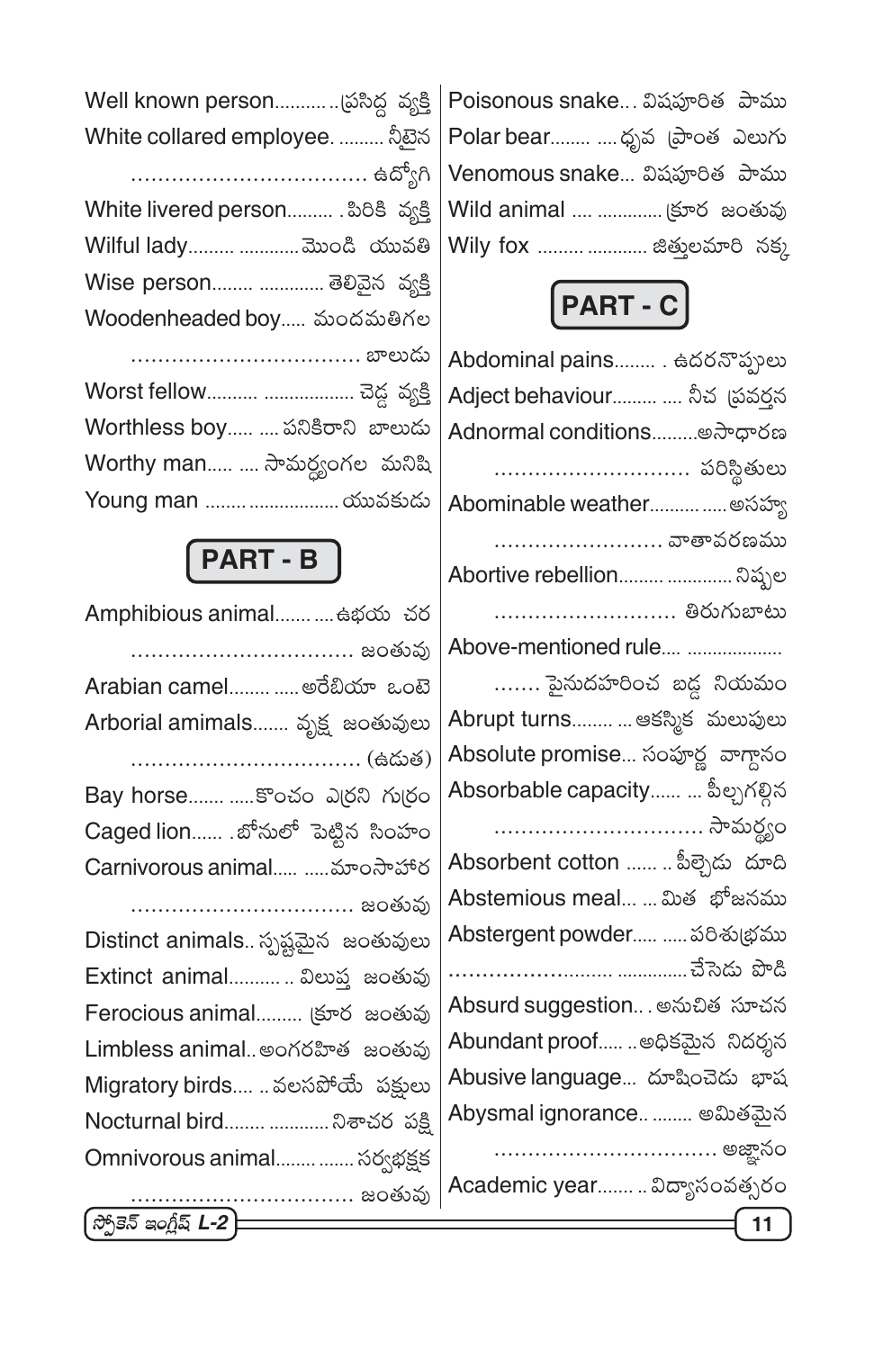Well known person........... ప్రసిద్ధ వ్యక్తి
White collared employee. .......... నీటైన ఉద్యోగి
White livered person.......... . పిరికి వ్యక్తి
Wilful lady......... ............ మొండి యువతి
Wise person........ ............. తెలివైన వ్యక్తి
Woodenheaded boy..... మందమతిగల బాలుడు
Worst fellow........... .................. చెడ్డ వ్యక్తి
Worthless boy..... .... పనికిరాని బాలుడు
Worthy man..... .... సామర్థ్యంగల మనిషి
Young man ......... .................. యువకుడు

## PART - B

Amphibious animal....... .... ఉభయ చర జంతువు
Arabian camel........ ..... అరేబియా ఒంటె
Arborial amimals....... వృక్ష జంతువులు (ఉడుత)
Bay horse....... .....కొంచం ఎర్రని గుర్రం
Caged lion...... . బోనులో పెట్టిన సింహం
Carnivorous animal..... .....మాంసాహార జంతువు
Distinct animals.. స్పష్టమైన జంతువులు
Extinct animal........... .. విలుప్త జంతువు
Ferocious animal......... క్రూర జంతువు
Limbless animal.. అంగరహిత జంతువు
Migratory birds.... .. వలసపోయే పక్షులు
Nocturnal bird........ ............ నిశాచర పక్షి
Omnivorous animal....... ....... సర్వభక్షక జంతువు
Poisonous snake... విషపూరిత పాము
Polar bear........ .... ధృవ ప్రాంత ఎలుగు
Venomous snake... విషపూరిత పాము
Wild animal .... ............. క్రూర జంతువు
Wily fox ......... ............ జిత్తులమారి నక్క

## PART - C

Abdominal pains........ . ఉదరనొప్పులు
Adject behaviour......... .... నీచ ప్రవర్తన
Adnormal conditions.........అసాధారణ పరిస్థితులు
Abominable weather.......... ..... అసహ్య వాతావరణము
Abortive rebellion......... ............. నిష్ఫల తిరుగుబాటు
Above-mentioned rule.... ................... ....... పైనుదహరించ బడ్డ నియమం
Abrupt turns........ ... ఆకస్మిక మలుపులు
Absolute promise... సంపూర్ణ వాగ్దానం
Absorbable capacity...... ... పీల్చగల్గిన సామర్థ్యం
Absorbent cotton ...... .. పీల్చెడు దూది
Abstemious meal... ... మిత భోజనము
Abstergent powder..... ..... పరిశుభ్రము చేసెడు పొడి
Absurd suggestion... అనుచిత సూచన
Abundant proof..... .. అధికమైన నిదర్శన
Abusive language... దూషించెడు భాష
Abysmal ignorance.. ........ అమితమైన అజ్ఞానం
Academic year....... .. విద్యాసంవత్సరం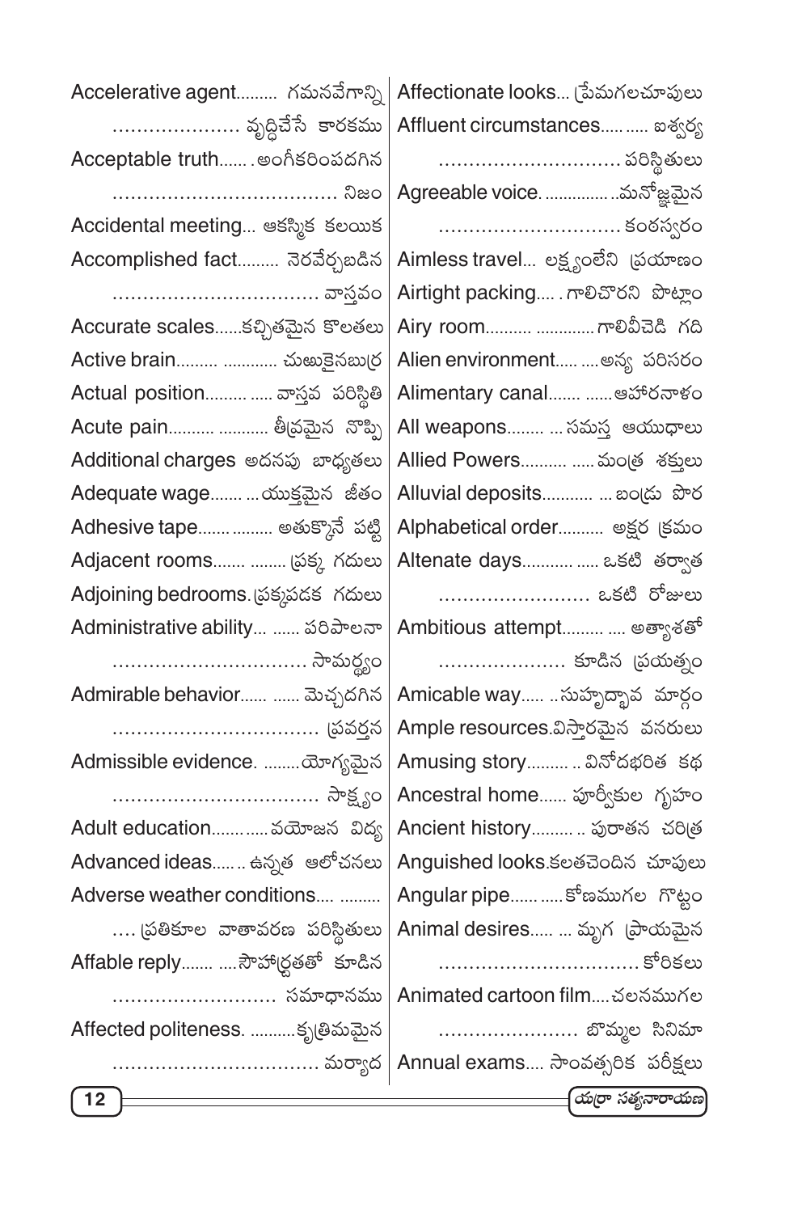Accelerative agent......... గమనవేగాన్ని ..................... వృద్ధిచేసే కారకము

Acceptable truth....... అంగీకరింపదగిన .................................... నిజం

Accidental meeting... ఆకస్మిక కలయిక

Accomplished fact......... నెరవేర్చబడిన ................................. వాస్తవం

Accurate scales......కచ్చితమైన కొలతలు

Active brain......... ............ చురుకైనబుర్ర

Actual position......... ..... వాస్తవ పరిస్థితి

Acute pain.......... ........... తీవ్రమైన నొప్పి

Additional charges అదనపు బాధ్యతలు

Adequate wage....... ... యుక్తమైన జీతం

Adhesive tape...... ......... అతుక్కొనే పట్టి

Adjacent rooms....... ........ ప్రక్క గదులు

Adjoining bedrooms. ప్రక్కప్రక్క గదులు

Administrative ability... ...... పరిపాలనా ................................ సామర్థ్యం

Admirable behavior...... ...... మెచ్చదగిన ................................. ప్రవర్తన

Admissible evidence. ........ యోగ్యమైన ................................. సాక్ష్యం

Adult education......... ..... వయోజన విద్య

Advanced ideas...... .. ఉన్నత ఆలోచనలు

Adverse weather conditions.... ......... .... ప్రతికూల వాతావరణ పరిస్థితులు

Affable reply....... ..... సౌహార్ద్రతతో కూడిన .......................... సమాధానము

Affected politeness. ........... కృత్రిమమైన .................................. మర్యాద

Affectionate looks... ప్రేమగలచూపులు

Affluent circumstances.... ..... ఐశ్వర్య .............................. పరిస్థితులు

Agreeable voice. ............... ..మనోజ్ఞమైన .............................. కంఠస్వరం

Aimless travel... లక్ష్యంలేని ప్రయాణం

Airtight packing..... . గాలిచొరని పొట్లాం

Airy room.......... ............. గాలివీచెడి గది

Alien environment..... .... అన్య పరిసరం

Alimentary canal....... ...... ఆహారనాళం

All weapons........ ... సమస్త ఆయుధాలు

Allied Powers.......... ..... మంత్ర శక్తులు

Alluvial deposits........... ... బంద్రు పొర

Alphabetical order.......... అక్షర క్రమం

Altenate days.......... ..... ఒకటి తర్వాత ......................... ఒకటి రోజులు

Ambitious attempt......... .... అత్యాశతో .................... కూడిన ప్రయత్నం

Amicable way..... .. సుహృద్భావ మార్గం

Ample resources.విస్తారమైన వనరులు

Amusing story......... .. వినోదభరిత కథ

Ancestral home...... పూర్వీకుల గృహం

Ancient history......... .. పురాతన చరిత్ర

Anguished looks.కలతచెందిన చూపులు

Angular pipe...... ..... కోణముగల గొట్టం

Animal desires..... ... మృగ ప్రాయమైన ................................ కోరికలు

Animated cartoon film.... చలనముగల ....................... బొమ్మల సినిమా

Annual exams.... సాంవత్సరిక పరీక్షలు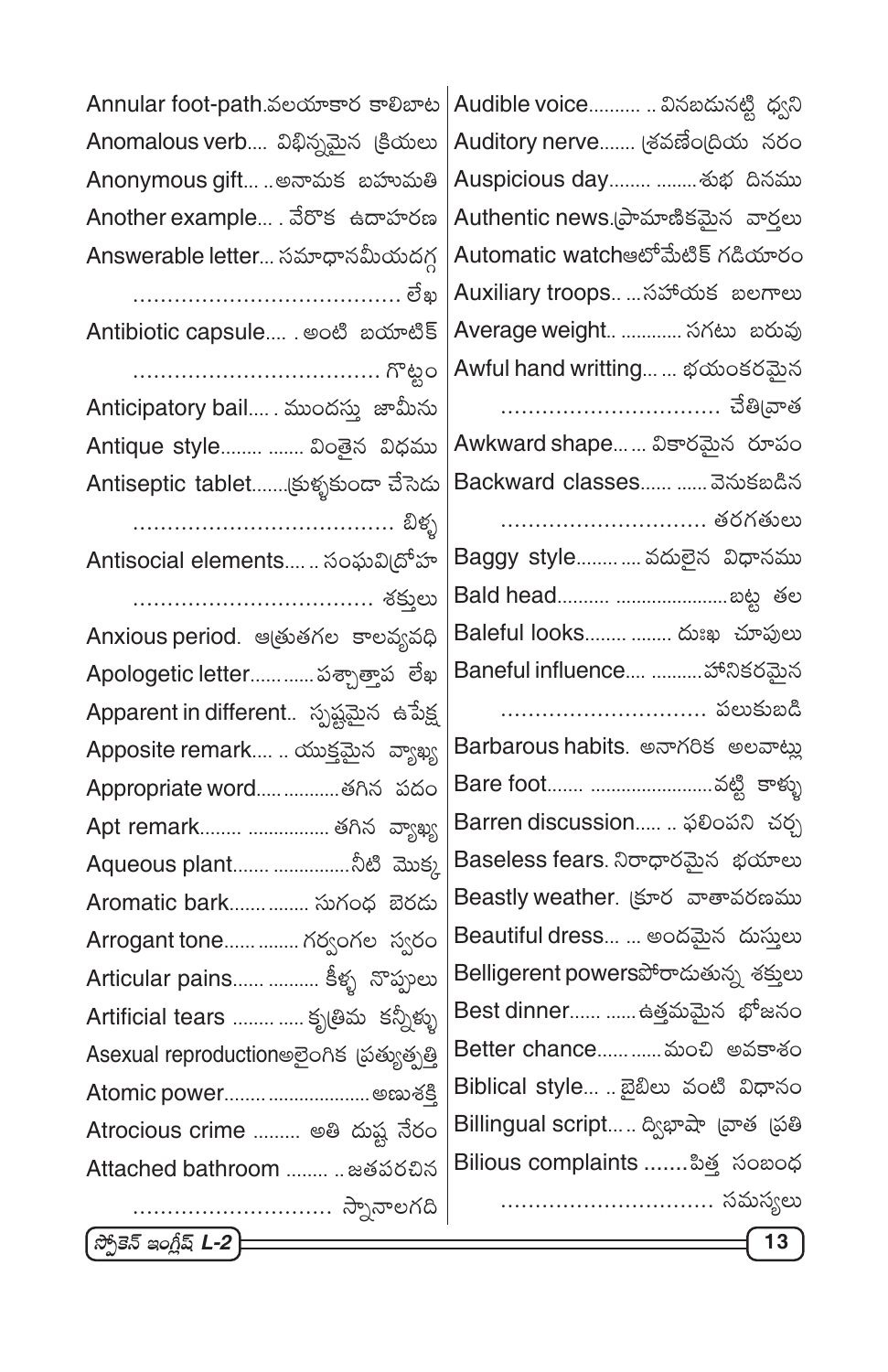Annular foot-path.వలయాకార కాలిబాట
Anomalous verb.... విభిన్నమైన క్రియలు
Anonymous gift... ..అనామక బహుమతి
Another example... . వేరొక ఉదాహరణ
Answerable letter... సమాధానమీయదగ్గ లేఖ
Antibiotic capsule.... . అంటి బయాటిక్ గొట్టం
Anticipatory bail..... ముందస్తు జామీను
Antique style........ ....... వింతైన విధము
Antiseptic tablet.......క్రుళ్ళకుండా చేసెడు బిళ్ళ
Antisocial elements.... .. సంఘవిద్రోహ శక్తులు
Anxious period. ఆత్రుతగల కాలవ్యవధి
Apologetic letter.............పశ్చాత్తాప లేఖ
Apparent in different.. స్పష్టమైన ఉపేక్ష
Apposite remark.... .. యుక్తమైన వ్యాఖ్య
Appropriate word................తగిన పదం
Apt remark........ ................ తగిన వ్యాఖ్య
Aqueous plant....... ...............నీటి మొక్క
Aromatic bark............... సుగంధ బెరడు
Arrogant tone..... ........ గర్వంగల స్వరం
Articular pains...... .......... కీళ్ళ నొప్పులు
Artificial tears ........ ..... కృత్రిమ కన్నీళ్ళు
Asexual reproductionఅలైంగిక ప్రత్యుత్పత్తి
Atomic power........ ...................అణుశక్తి
Atrocious crime ......... అతి దుష్ట నేరం
Attached bathroom ........ .. జతపరచిన స్నానాలగది

Audible voice.......... .. వినబడునట్టి ధ్వని
Auditory nerve....... శ్రవణేంద్రియ నరం
Auspicious day........ ........శుభ దినము
Authentic news.ప్రామాణికమైన వార్తలు
Automatic watchఆటోమేటిక్ గడియారం
Auxiliary troops.. ...సహాయక బలగాలు
Average weight.. ............ సగటు బరువు
Awful hand writting... ... భయంకరమైన చేతివ్రాత
Awkward shape... ... వికారమైన రూపం
Backward classes...... ...... వెనుకబడిన తరగతులు
Baggy style........ .... వదులైన విధానము
Bald head.......... ......................బట్ట తల
Baleful looks........ ........ దుఃఖ చూపులు
Baneful influence.... ..........హానికరమైన పలుకుబడి
Barbarous habits. అనాగరిక అలవాట్లు
Bare foot....... ........................వట్టి కాళ్ళు
Barren discussion..... .. ఫలింపని చర్చ
Baseless fears. నిరాధారమైన భయాలు
Beastly weather. క్రూర వాతావరణము
Beautiful dress... ... అందమైన దుస్తులు
Belligerent powersపోరాడుతున్న శక్తులు
Best dinner...... ......ఉత్తమమైన భోజనం
Better chance..... ......మంచి అవకాశం
Biblical style... .. బైబిలు వంటి విధానం
Billingual script... .. ద్విభాషా వ్రాత ప్రతి
Bilious complaints .......పిత్త సంబంధ సమస్యలు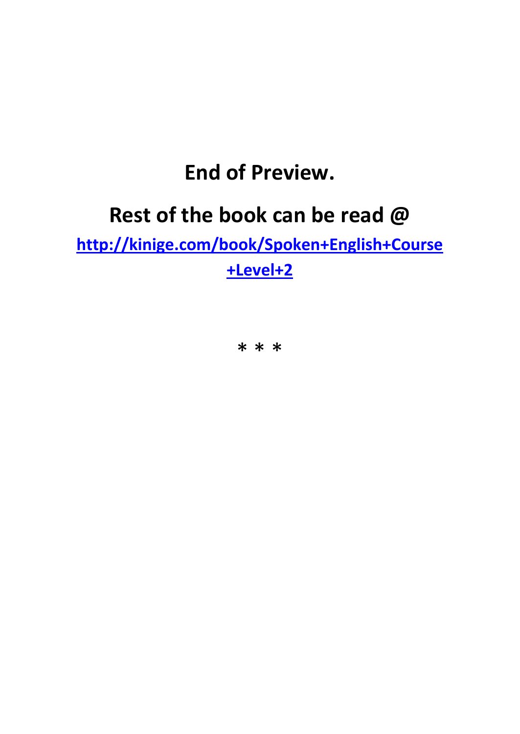**End of Preview.**

**Rest of the book can be read @**

**[http://kinige.com/book/Spoken+English+Course+Level+2](http://kinige.com/book/Spoken+English+Course+Level+2)**

\* \* \*